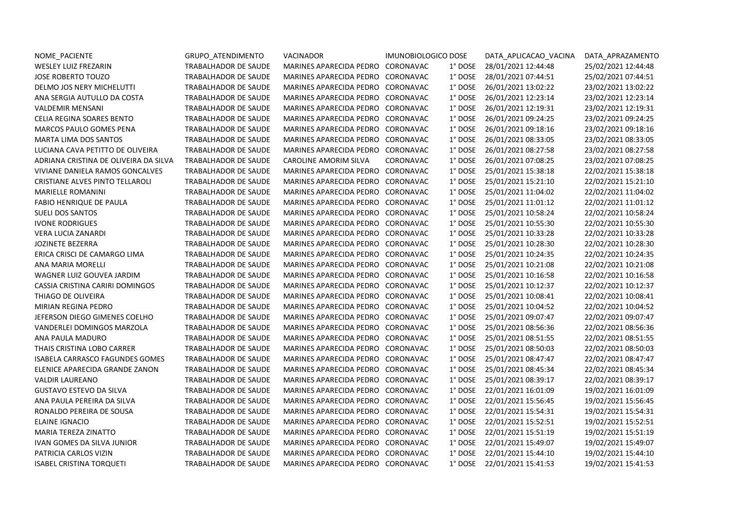| NOME_PACIENTE | GRUPO_ATENDIMENTO | VACINADOR | IMUNOBIOLOGICO | DOSE | DATA_APLICACAO_VACINA | DATA_APRAZAMENTO |
|---|---|---|---|---|---|---|
| WESLEY LUIZ FREZARIN | TRABALHADOR DE SAUDE | MARINES APARECIDA PEDRO | CORONAVAC | 1° DOSE | 28/01/2021 12:44:48 | 25/02/2021 12:44:48 |
| JOSE ROBERTO TOUZO | TRABALHADOR DE SAUDE | MARINES APARECIDA PEDRO | CORONAVAC | 1° DOSE | 28/01/2021 07:44:51 | 25/02/2021 07:44:51 |
| DELMO JOS NERY MICHELUTTI | TRABALHADOR DE SAUDE | MARINES APARECIDA PEDRO | CORONAVAC | 1° DOSE | 26/01/2021 13:02:22 | 23/02/2021 13:02:22 |
| ANA SERGIA AUTULLO DA COSTA | TRABALHADOR DE SAUDE | MARINES APARECIDA PEDRO | CORONAVAC | 1° DOSE | 26/01/2021 12:23:14 | 23/02/2021 12:23:14 |
| VALDEMIR MENSANI | TRABALHADOR DE SAUDE | MARINES APARECIDA PEDRO | CORONAVAC | 1° DOSE | 26/01/2021 12:19:31 | 23/02/2021 12:19:31 |
| CELIA REGINA SOARES BENTO | TRABALHADOR DE SAUDE | MARINES APARECIDA PEDRO | CORONAVAC | 1° DOSE | 26/01/2021 09:24:25 | 23/02/2021 09:24:25 |
| MARCOS PAULO GOMES PENA | TRABALHADOR DE SAUDE | MARINES APARECIDA PEDRO | CORONAVAC | 1° DOSE | 26/01/2021 09:18:16 | 23/02/2021 09:18:16 |
| MARTA LIMA DOS SANTOS | TRABALHADOR DE SAUDE | MARINES APARECIDA PEDRO | CORONAVAC | 1° DOSE | 26/01/2021 08:33:05 | 23/02/2021 08:33:05 |
| LUCIANA CAVA PETITTO DE OLIVEIRA | TRABALHADOR DE SAUDE | MARINES APARECIDA PEDRO | CORONAVAC | 1° DOSE | 26/01/2021 08:27:58 | 23/02/2021 08:27:58 |
| ADRIANA CRISTINA DE OLIVEIRA DA SILVA | TRABALHADOR DE SAUDE | CAROLINE AMORIM SILVA | CORONAVAC | 1° DOSE | 26/01/2021 07:08:25 | 23/02/2021 07:08:25 |
| VIVIANE DANIELA RAMOS GONCALVES | TRABALHADOR DE SAUDE | MARINES APARECIDA PEDRO | CORONAVAC | 1° DOSE | 25/01/2021 15:38:18 | 22/02/2021 15:38:18 |
| CRISTIANE ALVES PINTO TELLAROLI | TRABALHADOR DE SAUDE | MARINES APARECIDA PEDRO | CORONAVAC | 1° DOSE | 25/01/2021 15:21:10 | 22/02/2021 15:21:10 |
| MARIELLE ROMANINI | TRABALHADOR DE SAUDE | MARINES APARECIDA PEDRO | CORONAVAC | 1° DOSE | 25/01/2021 11:04:02 | 22/02/2021 11:04:02 |
| FABIO HENRIQUE DE PAULA | TRABALHADOR DE SAUDE | MARINES APARECIDA PEDRO | CORONAVAC | 1° DOSE | 25/01/2021 11:01:12 | 22/02/2021 11:01:12 |
| SUELI DOS SANTOS | TRABALHADOR DE SAUDE | MARINES APARECIDA PEDRO | CORONAVAC | 1° DOSE | 25/01/2021 10:58:24 | 22/02/2021 10:58:24 |
| IVONE RODRIGUES | TRABALHADOR DE SAUDE | MARINES APARECIDA PEDRO | CORONAVAC | 1° DOSE | 25/01/2021 10:55:30 | 22/02/2021 10:55:30 |
| VERA LUCIA ZANARDI | TRABALHADOR DE SAUDE | MARINES APARECIDA PEDRO | CORONAVAC | 1° DOSE | 25/01/2021 10:33:28 | 22/02/2021 10:33:28 |
| JOZINETE BEZERRA | TRABALHADOR DE SAUDE | MARINES APARECIDA PEDRO | CORONAVAC | 1° DOSE | 25/01/2021 10:28:30 | 22/02/2021 10:28:30 |
| ERICA CRISCI DE CAMARGO LIMA | TRABALHADOR DE SAUDE | MARINES APARECIDA PEDRO | CORONAVAC | 1° DOSE | 25/01/2021 10:24:35 | 22/02/2021 10:24:35 |
| ANA MARIA MORELLI | TRABALHADOR DE SAUDE | MARINES APARECIDA PEDRO | CORONAVAC | 1° DOSE | 25/01/2021 10:21:08 | 22/02/2021 10:21:08 |
| WAGNER LUIZ GOUVEA JARDIM | TRABALHADOR DE SAUDE | MARINES APARECIDA PEDRO | CORONAVAC | 1° DOSE | 25/01/2021 10:16:58 | 22/02/2021 10:16:58 |
| CASSIA CRISTINA CARIRI DOMINGOS | TRABALHADOR DE SAUDE | MARINES APARECIDA PEDRO | CORONAVAC | 1° DOSE | 25/01/2021 10:12:37 | 22/02/2021 10:12:37 |
| THIAGO DE OLIVEIRA | TRABALHADOR DE SAUDE | MARINES APARECIDA PEDRO | CORONAVAC | 1° DOSE | 25/01/2021 10:08:41 | 22/02/2021 10:08:41 |
| MIRIAN REGINA PEDRO | TRABALHADOR DE SAUDE | MARINES APARECIDA PEDRO | CORONAVAC | 1° DOSE | 25/01/2021 10:04:52 | 22/02/2021 10:04:52 |
| JEFERSON DIEGO GIMENES COELHO | TRABALHADOR DE SAUDE | MARINES APARECIDA PEDRO | CORONAVAC | 1° DOSE | 25/01/2021 09:07:47 | 22/02/2021 09:07:47 |
| VANDERLEI DOMINGOS MARZOLA | TRABALHADOR DE SAUDE | MARINES APARECIDA PEDRO | CORONAVAC | 1° DOSE | 25/01/2021 08:56:36 | 22/02/2021 08:56:36 |
| ANA PAULA MADURO | TRABALHADOR DE SAUDE | MARINES APARECIDA PEDRO | CORONAVAC | 1° DOSE | 25/01/2021 08:51:55 | 22/02/2021 08:51:55 |
| THAIS CRISTINA LOBO CARRER | TRABALHADOR DE SAUDE | MARINES APARECIDA PEDRO | CORONAVAC | 1° DOSE | 25/01/2021 08:50:03 | 22/02/2021 08:50:03 |
| ISABELA CARRASCO FAGUNDES GOMES | TRABALHADOR DE SAUDE | MARINES APARECIDA PEDRO | CORONAVAC | 1° DOSE | 25/01/2021 08:47:47 | 22/02/2021 08:47:47 |
| ELENICE APARECIDA GRANDE ZANON | TRABALHADOR DE SAUDE | MARINES APARECIDA PEDRO | CORONAVAC | 1° DOSE | 25/01/2021 08:45:34 | 22/02/2021 08:45:34 |
| VALDIR LAUREANO | TRABALHADOR DE SAUDE | MARINES APARECIDA PEDRO | CORONAVAC | 1° DOSE | 25/01/2021 08:39:17 | 22/02/2021 08:39:17 |
| GUSTAVO ESTEVO DA SILVA | TRABALHADOR DE SAUDE | MARINES APARECIDA PEDRO | CORONAVAC | 1° DOSE | 22/01/2021 16:01:09 | 19/02/2021 16:01:09 |
| ANA PAULA PEREIRA DA SILVA | TRABALHADOR DE SAUDE | MARINES APARECIDA PEDRO | CORONAVAC | 1° DOSE | 22/01/2021 15:56:45 | 19/02/2021 15:56:45 |
| RONALDO PEREIRA DE SOUSA | TRABALHADOR DE SAUDE | MARINES APARECIDA PEDRO | CORONAVAC | 1° DOSE | 22/01/2021 15:54:31 | 19/02/2021 15:54:31 |
| ELAINE IGNACIO | TRABALHADOR DE SAUDE | MARINES APARECIDA PEDRO | CORONAVAC | 1° DOSE | 22/01/2021 15:52:51 | 19/02/2021 15:52:51 |
| MARIA TEREZA ZINATTO | TRABALHADOR DE SAUDE | MARINES APARECIDA PEDRO | CORONAVAC | 1° DOSE | 22/01/2021 15:51:19 | 19/02/2021 15:51:19 |
| IVAN GOMES DA SILVA JUNIOR | TRABALHADOR DE SAUDE | MARINES APARECIDA PEDRO | CORONAVAC | 1° DOSE | 22/01/2021 15:49:07 | 19/02/2021 15:49:07 |
| PATRICIA CARLOS VIZIN | TRABALHADOR DE SAUDE | MARINES APARECIDA PEDRO | CORONAVAC | 1° DOSE | 22/01/2021 15:44:10 | 19/02/2021 15:44:10 |
| ISABEL CRISTINA TORQUETI | TRABALHADOR DE SAUDE | MARINES APARECIDA PEDRO | CORONAVAC | 1° DOSE | 22/01/2021 15:41:53 | 19/02/2021 15:41:53 |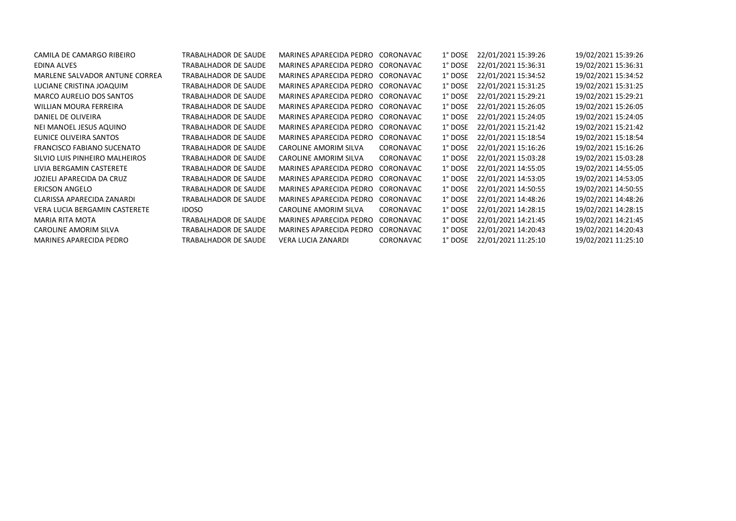| | | | | | | |
|---|---|---|---|---|---|---|
| CAMILA DE CAMARGO RIBEIRO | TRABALHADOR DE SAUDE | MARINES APARECIDA PEDRO | CORONAVAC | 1° DOSE | 22/01/2021 15:39:26 | 19/02/2021 15:39:26 |
| EDINA ALVES | TRABALHADOR DE SAUDE | MARINES APARECIDA PEDRO | CORONAVAC | 1° DOSE | 22/01/2021 15:36:31 | 19/02/2021 15:36:31 |
| MARLENE SALVADOR ANTUNE CORREA | TRABALHADOR DE SAUDE | MARINES APARECIDA PEDRO | CORONAVAC | 1° DOSE | 22/01/2021 15:34:52 | 19/02/2021 15:34:52 |
| LUCIANE CRISTINA JOAQUIM | TRABALHADOR DE SAUDE | MARINES APARECIDA PEDRO | CORONAVAC | 1° DOSE | 22/01/2021 15:31:25 | 19/02/2021 15:31:25 |
| MARCO AURELIO DOS SANTOS | TRABALHADOR DE SAUDE | MARINES APARECIDA PEDRO | CORONAVAC | 1° DOSE | 22/01/2021 15:29:21 | 19/02/2021 15:29:21 |
| WILLIAN MOURA FERREIRA | TRABALHADOR DE SAUDE | MARINES APARECIDA PEDRO | CORONAVAC | 1° DOSE | 22/01/2021 15:26:05 | 19/02/2021 15:26:05 |
| DANIEL DE OLIVEIRA | TRABALHADOR DE SAUDE | MARINES APARECIDA PEDRO | CORONAVAC | 1° DOSE | 22/01/2021 15:24:05 | 19/02/2021 15:24:05 |
| NEI MANOEL JESUS AQUINO | TRABALHADOR DE SAUDE | MARINES APARECIDA PEDRO | CORONAVAC | 1° DOSE | 22/01/2021 15:21:42 | 19/02/2021 15:21:42 |
| EUNICE OLIVEIRA SANTOS | TRABALHADOR DE SAUDE | MARINES APARECIDA PEDRO | CORONAVAC | 1° DOSE | 22/01/2021 15:18:54 | 19/02/2021 15:18:54 |
| FRANCISCO FABIANO SUCENATO | TRABALHADOR DE SAUDE | CAROLINE AMORIM SILVA | CORONAVAC | 1° DOSE | 22/01/2021 15:16:26 | 19/02/2021 15:16:26 |
| SILVIO LUIS PINHEIRO MALHEIROS | TRABALHADOR DE SAUDE | CAROLINE AMORIM SILVA | CORONAVAC | 1° DOSE | 22/01/2021 15:03:28 | 19/02/2021 15:03:28 |
| LIVIA BERGAMIN CASTERETE | TRABALHADOR DE SAUDE | MARINES APARECIDA PEDRO | CORONAVAC | 1° DOSE | 22/01/2021 14:55:05 | 19/02/2021 14:55:05 |
| JOZIELI APARECIDA DA CRUZ | TRABALHADOR DE SAUDE | MARINES APARECIDA PEDRO | CORONAVAC | 1° DOSE | 22/01/2021 14:53:05 | 19/02/2021 14:53:05 |
| ERICSON ANGELO | TRABALHADOR DE SAUDE | MARINES APARECIDA PEDRO | CORONAVAC | 1° DOSE | 22/01/2021 14:50:55 | 19/02/2021 14:50:55 |
| CLARISSA APARECIDA ZANARDI | TRABALHADOR DE SAUDE | MARINES APARECIDA PEDRO | CORONAVAC | 1° DOSE | 22/01/2021 14:48:26 | 19/02/2021 14:48:26 |
| VERA LUCIA BERGAMIN CASTERETE | IDOSO | CAROLINE AMORIM SILVA | CORONAVAC | 1° DOSE | 22/01/2021 14:28:15 | 19/02/2021 14:28:15 |
| MARIA RITA MOTA | TRABALHADOR DE SAUDE | MARINES APARECIDA PEDRO | CORONAVAC | 1° DOSE | 22/01/2021 14:21:45 | 19/02/2021 14:21:45 |
| CAROLINE AMORIM SILVA | TRABALHADOR DE SAUDE | MARINES APARECIDA PEDRO | CORONAVAC | 1° DOSE | 22/01/2021 14:20:43 | 19/02/2021 14:20:43 |
| MARINES APARECIDA PEDRO | TRABALHADOR DE SAUDE | VERA LUCIA ZANARDI | CORONAVAC | 1° DOSE | 22/01/2021 11:25:10 | 19/02/2021 11:25:10 |